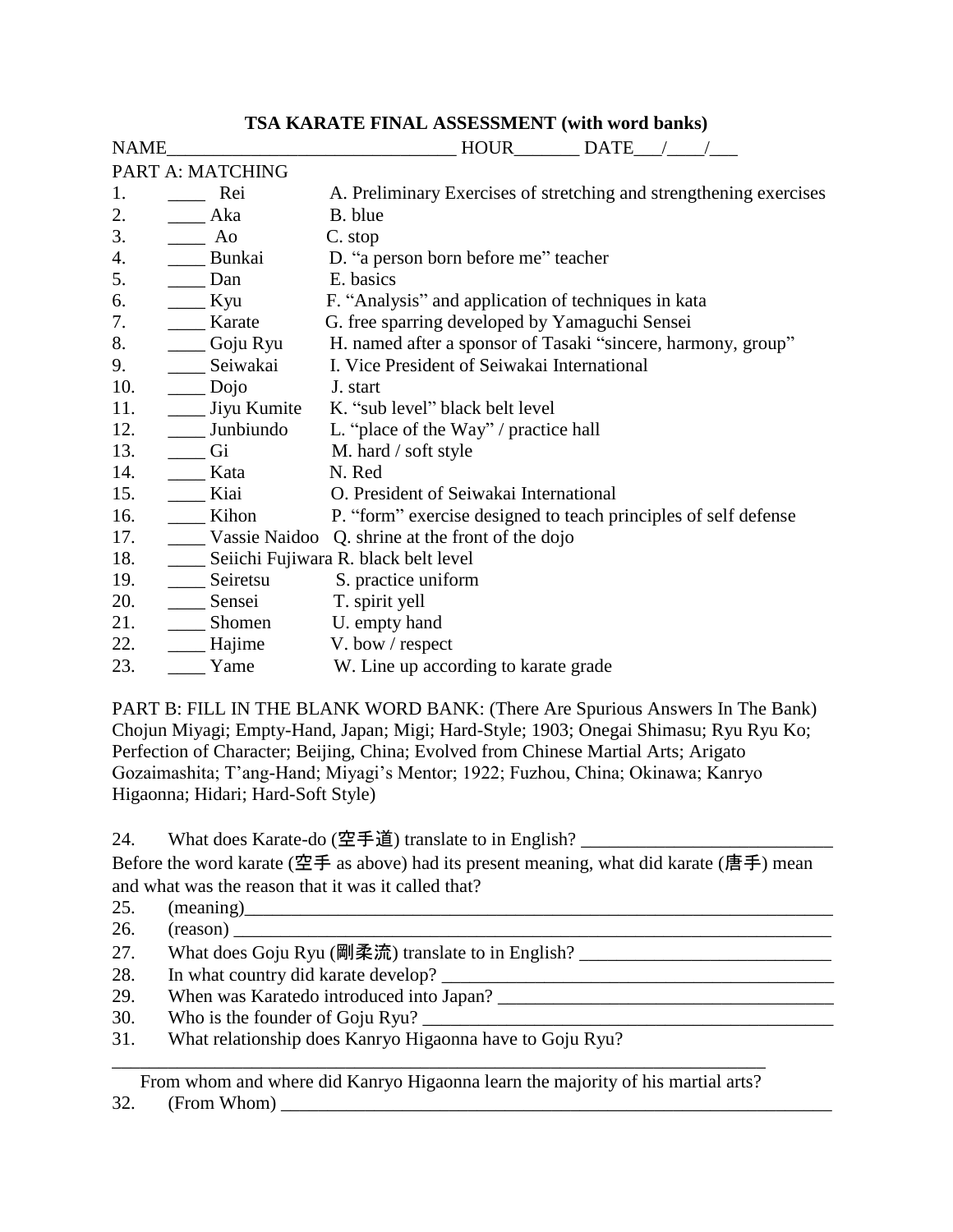# TSA KARATE FINAL ASSESSMENT (with word banks)

NAME______________________________ HOUR_______ DATE___/____/___

PART A: MATCHING

1. ____ Rei — A. Preliminary Exercises of stretching and strengthening exercises
2. ____ Aka — B. blue
3. ____ Ao — C. stop
4. ____ Bunkai — D. "a person born before me" teacher
5. ____ Dan — E. basics
6. ____ Kyu — F. "Analysis" and application of techniques in kata
7. ____ Karate — G. free sparring developed by Yamaguchi Sensei
8. ____ Goju Ryu — H. named after a sponsor of Tasaki "sincere, harmony, group"
9. ____ Seiwakai — I. Vice President of Seiwakai International
10. ____ Dojo — J. start
11. ____ Jiyu Kumite — K. "sub level" black belt level
12. ____ Junbiundo — L. "place of the Way" / practice hall
13. ____ Gi — M. hard / soft style
14. ____ Kata — N. Red
15. ____ Kiai — O. President of Seiwakai International
16. ____ Kihon — P. "form" exercise designed to teach principles of self defense
17. ____ Vassie Naidoo — Q. shrine at the front of the dojo
18. ____ Seiichi Fujiwara — R. black belt level
19. ____ Seiretsu — S. practice uniform
20. ____ Sensei — T. spirit yell
21. ____ Shomen — U. empty hand
22. ____ Hajime — V. bow / respect
23. ____ Yame — W. Line up according to karate grade

PART B: FILL IN THE BLANK WORD BANK: (There Are Spurious Answers In The Bank)
Chojun Miyagi; Empty-Hand, Japan; Migi; Hard-Style; 1903; Onegai Shimasu; Ryu Ryu Ko; Perfection of Character; Beijing, China; Evolved from Chinese Martial Arts; Arigato Gozaimashita; T'ang-Hand; Miyagi's Mentor; 1922; Fuzhou, China; Okinawa; Kanryo Higaonna; Hidari; Hard-Soft Style)

24. What does Karate-do (空手道) translate to in English? ___________________________

Before the word karate (空手 as above) had its present meaning, what did karate (唐手) mean and what was the reason that it was it called that?

25. (meaning)___________________________________________________________________
26. (reason) ___________________________________________________________________
27. What does Goju Ryu (剛柔流) translate to in English? ___________________________
28. In what country did karate develop? ___________________________________________
29. When was Karatedo introduced into Japan? _____________________________________
30. Who is the founder of Goju Ryu? ____________________________________________
31. What relationship does Kanryo Higaonna have to Goju Ryu?

_______________________________________________________________________

From whom and where did Kanryo Higaonna learn the majority of his martial arts?

32. (From Whom) ______________________________________________________________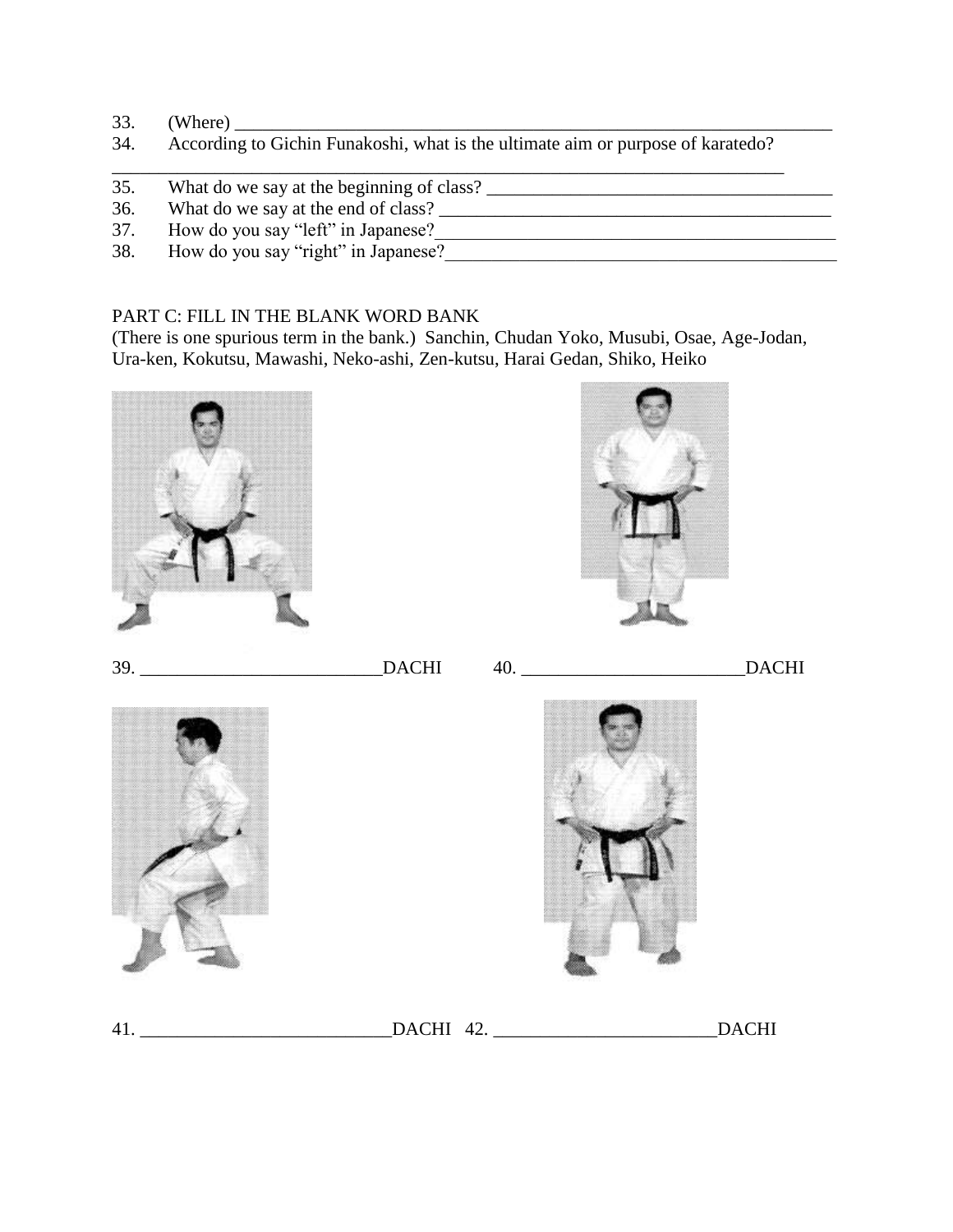33. (Where) \_\_\_\_\_\_\_\_\_\_\_\_\_\_\_\_\_\_\_\_\_\_\_\_\_\_\_\_\_\_\_\_\_\_\_\_\_\_\_\_\_\_\_\_\_\_\_\_\_\_\_\_\_\_\_\_\_\_\_\_\_\_\_\_

34. According to Gichin Funakoshi, what is the ultimate aim or purpose of karatedo?
\_\_\_\_\_\_\_\_\_\_\_\_\_\_\_\_\_\_\_\_\_\_\_\_\_\_\_\_\_\_\_\_\_\_\_\_\_\_\_\_\_\_\_\_\_\_\_\_\_\_\_\_\_\_\_\_\_\_\_\_\_\_\_\_\_\_\_\_\_\_\_\_\_\_\_\_

35. What do we say at the beginning of class? \_\_\_\_\_\_\_\_\_\_\_\_\_\_\_\_\_\_\_\_\_\_\_\_\_\_\_\_\_\_\_\_\_\_\_\_\_\_

36. What do we say at the end of class? \_\_\_\_\_\_\_\_\_\_\_\_\_\_\_\_\_\_\_\_\_\_\_\_\_\_\_\_\_\_\_\_\_\_\_\_\_\_\_\_\_\_\_\_

37. How do you say "left" in Japanese?\_\_\_\_\_\_\_\_\_\_\_\_\_\_\_\_\_\_\_\_\_\_\_\_\_\_\_\_\_\_\_\_\_\_\_\_\_\_\_\_\_\_\_\_\_

38. How do you say "right" in Japanese?\_\_\_\_\_\_\_\_\_\_\_\_\_\_\_\_\_\_\_\_\_\_\_\_\_\_\_\_\_\_\_\_\_\_\_\_\_\_\_\_\_\_\_\_

PART C: FILL IN THE BLANK WORD BANK

(There is one spurious term in the bank.) Sanchin, Chudan Yoko, Musubi, Osae, Age-Jodan, Ura-ken, Kokutsu, Mawashi, Neko-ashi, Zen-kutsu, Harai Gedan, Shiko, Heiko

39. \_\_\_\_\_\_\_\_\_\_\_\_\_\_\_\_\_\_\_\_\_\_\_\_\_\_\_DACHI

40. \_\_\_\_\_\_\_\_\_\_\_\_\_\_\_\_\_\_\_\_\_\_\_\_\_\_\_DACHI

41. \_\_\_\_\_\_\_\_\_\_\_\_\_\_\_\_\_\_\_\_\_\_\_\_\_\_\_DACHI

42. \_\_\_\_\_\_\_\_\_\_\_\_\_\_\_\_\_\_\_\_\_\_\_\_\_\_\_DACHI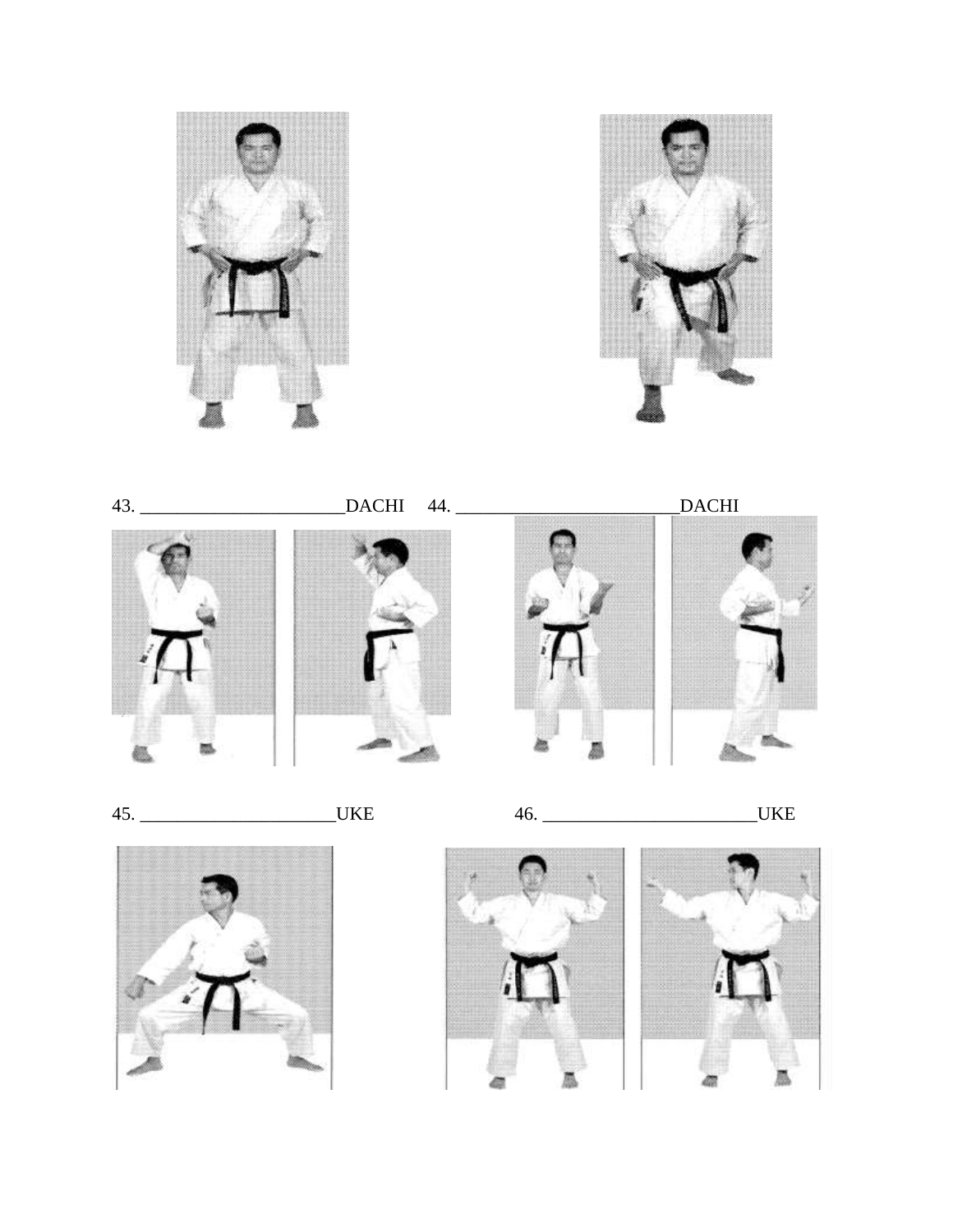43. ______________________DACHI 44. ________________________DACHI

45. _____________________UKE 46. _______________________UKE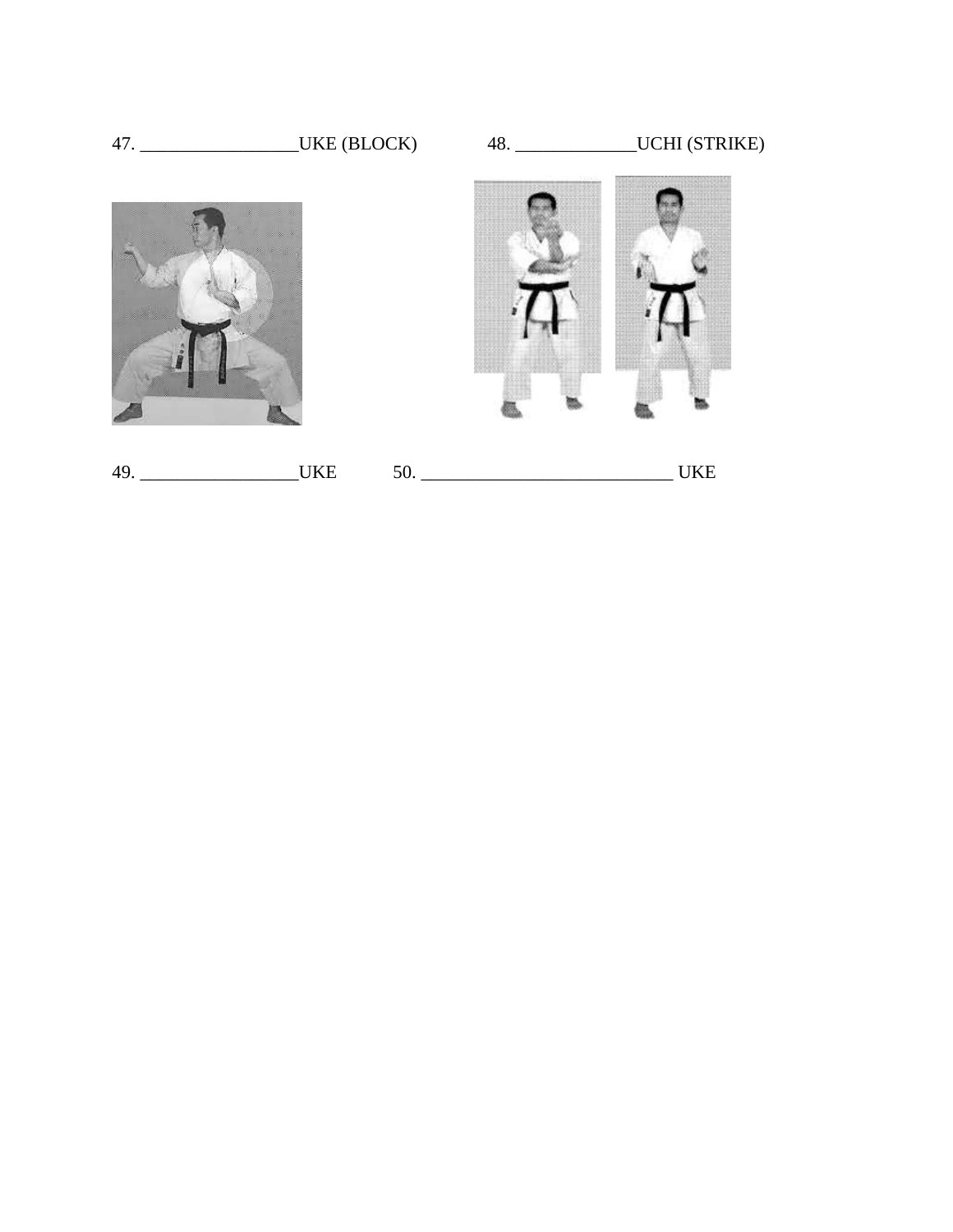47. _________________UKE (BLOCK)

48. _____________UCHI (STRIKE)

49. _________________UKE

50. ___________________________ UKE